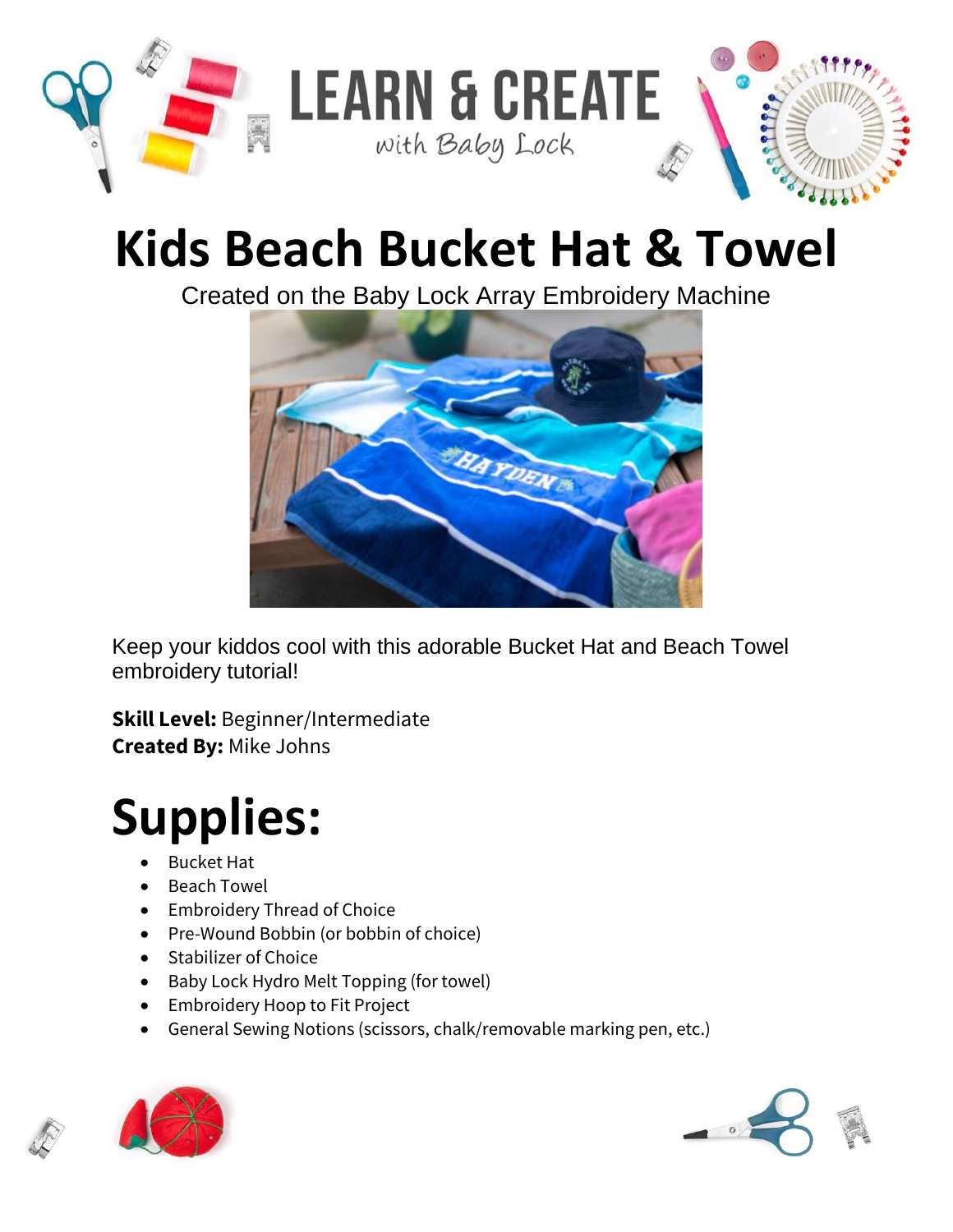# LEARN & CREATE

*with Baby Lock*

# Kids Beach Bucket Hat & Towel

Created on the Baby Lock Array Embroidery Machine

Keep your kiddos cool with this adorable Bucket Hat and Beach Towel embroidery tutorial!

**Skill Level:** Beginner/Intermediate
**Created By:** Mike Johns

# Supplies:

- Bucket Hat
- Beach Towel
- Embroidery Thread of Choice
- Pre-Wound Bobbin (or bobbin of choice)
- Stabilizer of Choice
- Baby Lock Hydro Melt Topping (for towel)
- Embroidery Hoop to Fit Project
- General Sewing Notions (scissors, chalk/removable marking pen, etc.)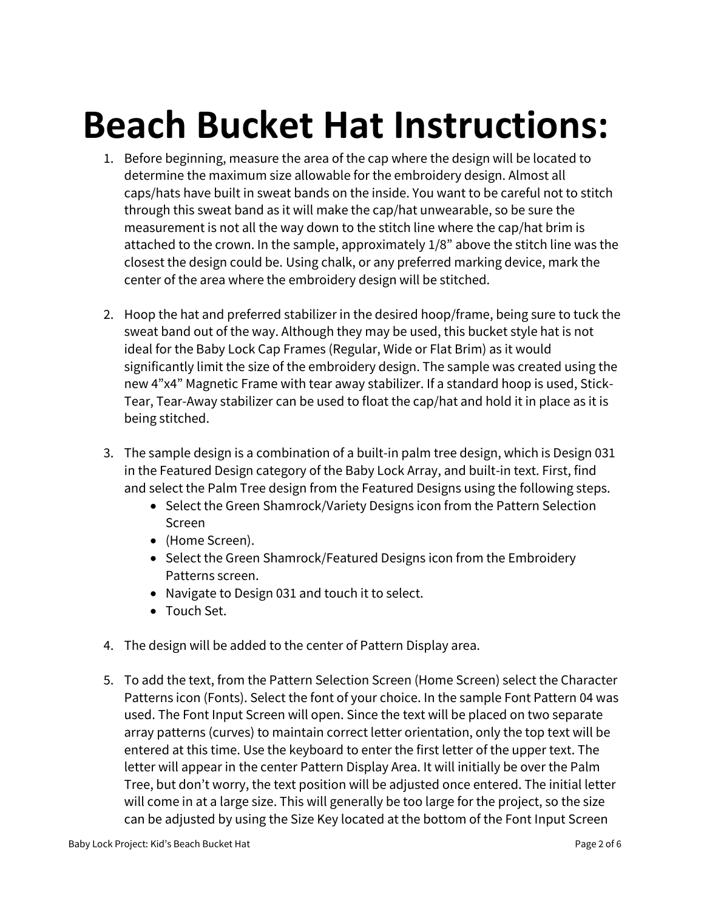# Beach Bucket Hat Instructions:

1. Before beginning, measure the area of the cap where the design will be located to determine the maximum size allowable for the embroidery design. Almost all caps/hats have built in sweat bands on the inside. You want to be careful not to stitch through this sweat band as it will make the cap/hat unwearable, so be sure the measurement is not all the way down to the stitch line where the cap/hat brim is attached to the crown. In the sample, approximately 1/8" above the stitch line was the closest the design could be. Using chalk, or any preferred marking device, mark the center of the area where the embroidery design will be stitched.

2. Hoop the hat and preferred stabilizer in the desired hoop/frame, being sure to tuck the sweat band out of the way. Although they may be used, this bucket style hat is not ideal for the Baby Lock Cap Frames (Regular, Wide or Flat Brim) as it would significantly limit the size of the embroidery design. The sample was created using the new 4"x4" Magnetic Frame with tear away stabilizer. If a standard hoop is used, Stick-Tear, Tear-Away stabilizer can be used to float the cap/hat and hold it in place as it is being stitched.

3. The sample design is a combination of a built-in palm tree design, which is Design 031 in the Featured Design category of the Baby Lock Array, and built-in text. First, find and select the Palm Tree design from the Featured Designs using the following steps.
   - Select the Green Shamrock/Variety Designs icon from the Pattern Selection Screen
   - (Home Screen).
   - Select the Green Shamrock/Featured Designs icon from the Embroidery Patterns screen.
   - Navigate to Design 031 and touch it to select.
   - Touch Set.

4. The design will be added to the center of Pattern Display area.

5. To add the text, from the Pattern Selection Screen (Home Screen) select the Character Patterns icon (Fonts). Select the font of your choice. In the sample Font Pattern 04 was used. The Font Input Screen will open. Since the text will be placed on two separate array patterns (curves) to maintain correct letter orientation, only the top text will be entered at this time. Use the keyboard to enter the first letter of the upper text. The letter will appear in the center Pattern Display Area. It will initially be over the Palm Tree, but don't worry, the text position will be adjusted once entered. The initial letter will come in at a large size. This will generally be too large for the project, so the size can be adjusted by using the Size Key located at the bottom of the Font Input Screen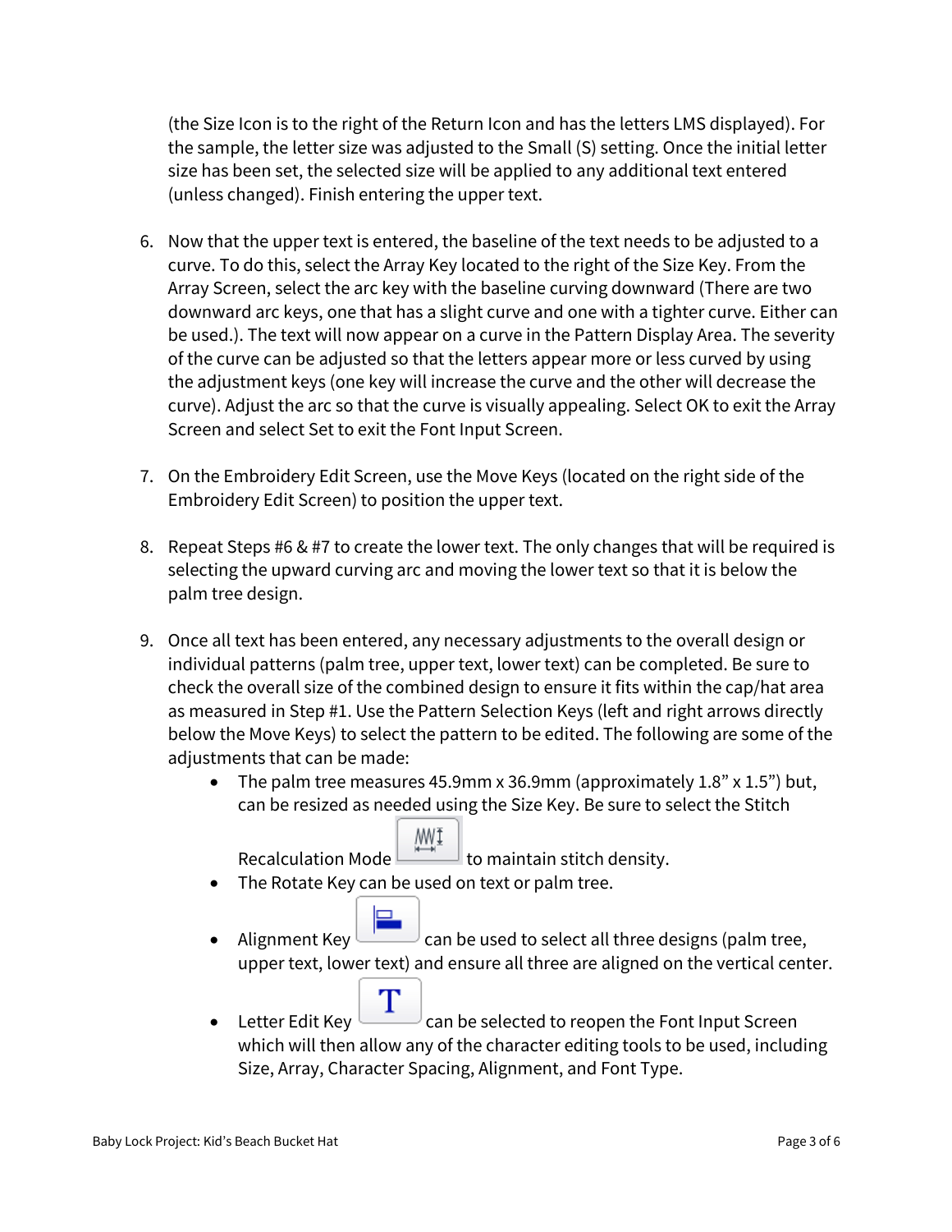(the Size Icon is to the right of the Return Icon and has the letters LMS displayed). For the sample, the letter size was adjusted to the Small (S) setting. Once the initial letter size has been set, the selected size will be applied to any additional text entered (unless changed). Finish entering the upper text.

6. Now that the upper text is entered, the baseline of the text needs to be adjusted to a curve. To do this, select the Array Key located to the right of the Size Key. From the Array Screen, select the arc key with the baseline curving downward (There are two downward arc keys, one that has a slight curve and one with a tighter curve. Either can be used.). The text will now appear on a curve in the Pattern Display Area. The severity of the curve can be adjusted so that the letters appear more or less curved by using the adjustment keys (one key will increase the curve and the other will decrease the curve). Adjust the arc so that the curve is visually appealing. Select OK to exit the Array Screen and select Set to exit the Font Input Screen.

7. On the Embroidery Edit Screen, use the Move Keys (located on the right side of the Embroidery Edit Screen) to position the upper text.

8. Repeat Steps #6 & #7 to create the lower text. The only changes that will be required is selecting the upward curving arc and moving the lower text so that it is below the palm tree design.

9. Once all text has been entered, any necessary adjustments to the overall design or individual patterns (palm tree, upper text, lower text) can be completed. Be sure to check the overall size of the combined design to ensure it fits within the cap/hat area as measured in Step #1. Use the Pattern Selection Keys (left and right arrows directly below the Move Keys) to select the pattern to be edited. The following are some of the adjustments that can be made:
   - The palm tree measures 45.9mm x 36.9mm (approximately 1.8" x 1.5") but, can be resized as needed using the Size Key. Be sure to select the Stitch Recalculation Mode to maintain stitch density.
   - The Rotate Key can be used on text or palm tree.
   - Alignment Key can be used to select all three designs (palm tree, upper text, lower text) and ensure all three are aligned on the vertical center.
   - Letter Edit Key can be selected to reopen the Font Input Screen which will then allow any of the character editing tools to be used, including Size, Array, Character Spacing, Alignment, and Font Type.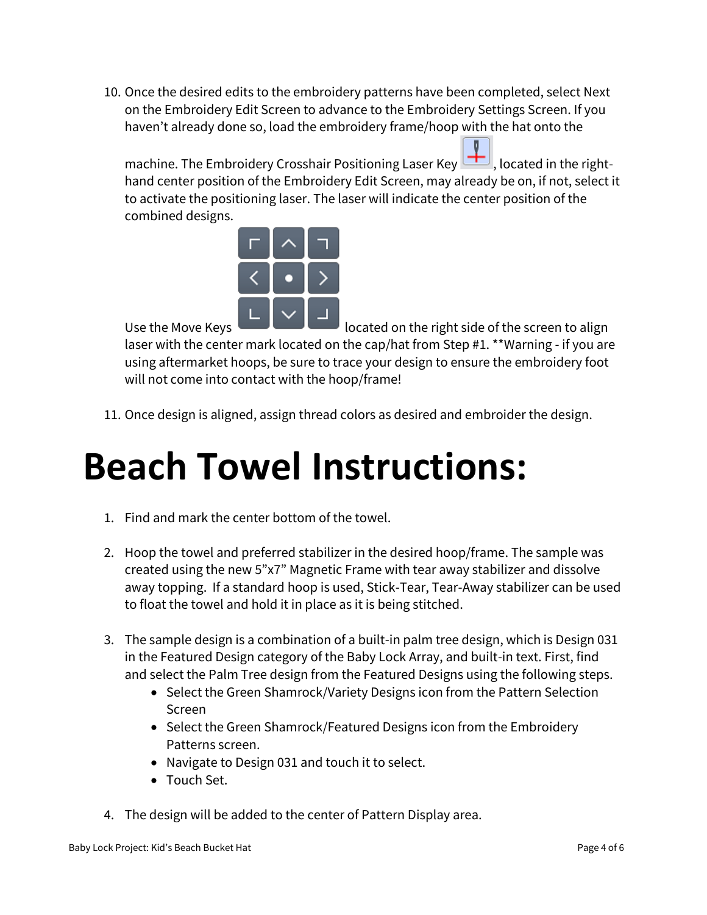10. Once the desired edits to the embroidery patterns have been completed, select Next on the Embroidery Edit Screen to advance to the Embroidery Settings Screen. If you haven't already done so, load the embroidery frame/hoop with the hat onto the machine. The Embroidery Crosshair Positioning Laser Key , located in the right-hand center position of the Embroidery Edit Screen, may already be on, if not, select it to activate the positioning laser. The laser will indicate the center position of the combined designs.

    Use the Move Keys located on the right side of the screen to align laser with the center mark located on the cap/hat from Step #1. **Warning - if you are using aftermarket hoops, be sure to trace your design to ensure the embroidery foot will not come into contact with the hoop/frame!

11. Once design is aligned, assign thread colors as desired and embroider the design.

# Beach Towel Instructions:

1. Find and mark the center bottom of the towel.

2. Hoop the towel and preferred stabilizer in the desired hoop/frame. The sample was created using the new 5"x7" Magnetic Frame with tear away stabilizer and dissolve away topping. If a standard hoop is used, Stick-Tear, Tear-Away stabilizer can be used to float the towel and hold it in place as it is being stitched.

3. The sample design is a combination of a built-in palm tree design, which is Design 031 in the Featured Design category of the Baby Lock Array, and built-in text. First, find and select the Palm Tree design from the Featured Designs using the following steps.
    - Select the Green Shamrock/Variety Designs icon from the Pattern Selection Screen
    - Select the Green Shamrock/Featured Designs icon from the Embroidery Patterns screen.
    - Navigate to Design 031 and touch it to select.
    - Touch Set.

4. The design will be added to the center of Pattern Display area.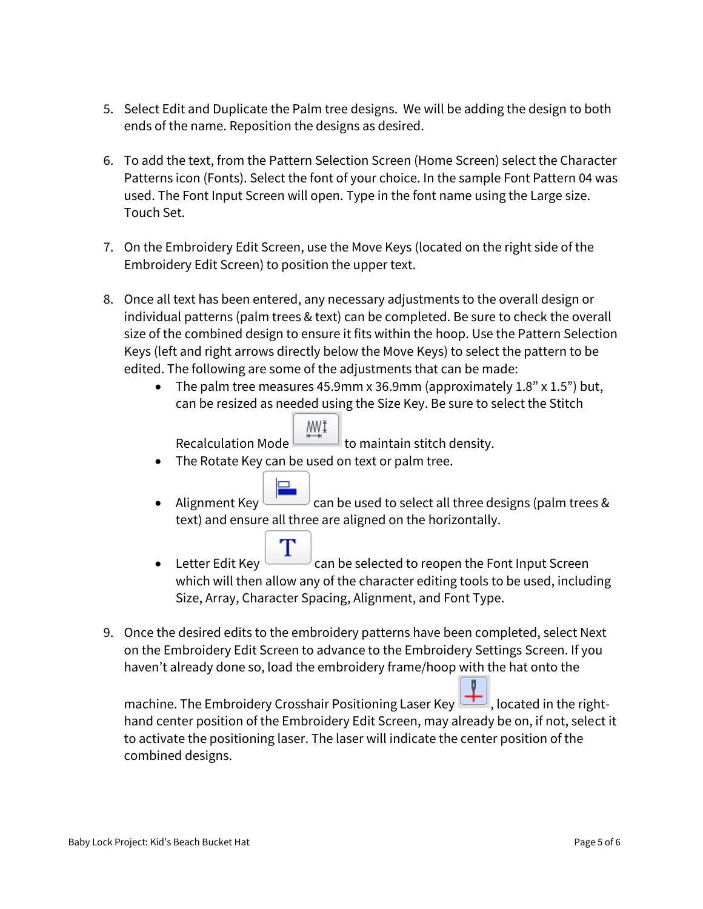5. Select Edit and Duplicate the Palm tree designs. We will be adding the design to both ends of the name. Reposition the designs as desired.

6. To add the text, from the Pattern Selection Screen (Home Screen) select the Character Patterns icon (Fonts). Select the font of your choice. In the sample Font Pattern 04 was used. The Font Input Screen will open. Type in the font name using the Large size. Touch Set.

7. On the Embroidery Edit Screen, use the Move Keys (located on the right side of the Embroidery Edit Screen) to position the upper text.

8. Once all text has been entered, any necessary adjustments to the overall design or individual patterns (palm trees & text) can be completed. Be sure to check the overall size of the combined design to ensure it fits within the hoop. Use the Pattern Selection Keys (left and right arrows directly below the Move Keys) to select the pattern to be edited. The following are some of the adjustments that can be made:
   - The palm tree measures 45.9mm x 36.9mm (approximately 1.8" x 1.5") but, can be resized as needed using the Size Key. Be sure to select the Stitch Recalculation Mode to maintain stitch density.
   - The Rotate Key can be used on text or palm tree.
   - Alignment Key can be used to select all three designs (palm trees & text) and ensure all three are aligned on the horizontally.
   - Letter Edit Key can be selected to reopen the Font Input Screen which will then allow any of the character editing tools to be used, including Size, Array, Character Spacing, Alignment, and Font Type.

9. Once the desired edits to the embroidery patterns have been completed, select Next on the Embroidery Edit Screen to advance to the Embroidery Settings Screen. If you haven't already done so, load the embroidery frame/hoop with the hat onto the machine. The Embroidery Crosshair Positioning Laser Key, located in the right-hand center position of the Embroidery Edit Screen, may already be on, if not, select it to activate the positioning laser. The laser will indicate the center position of the combined designs.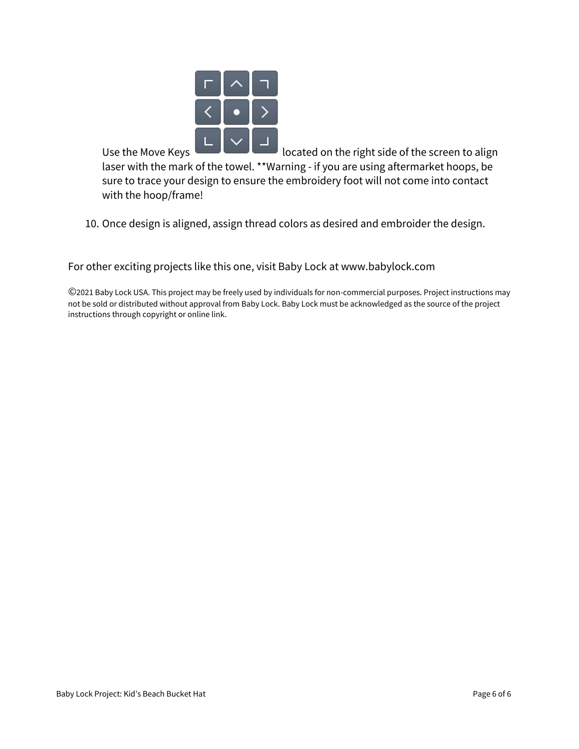Use the Move Keys located on the right side of the screen to align laser with the mark of the towel. **Warning - if you are using aftermarket hoops, be sure to trace your design to ensure the embroidery foot will not come into contact with the hoop/frame!

10. Once design is aligned, assign thread colors as desired and embroider the design.

For other exciting projects like this one, visit Baby Lock at www.babylock.com

©2021 Baby Lock USA. This project may be freely used by individuals for non-commercial purposes. Project instructions may not be sold or distributed without approval from Baby Lock. Baby Lock must be acknowledged as the source of the project instructions through copyright or online link.